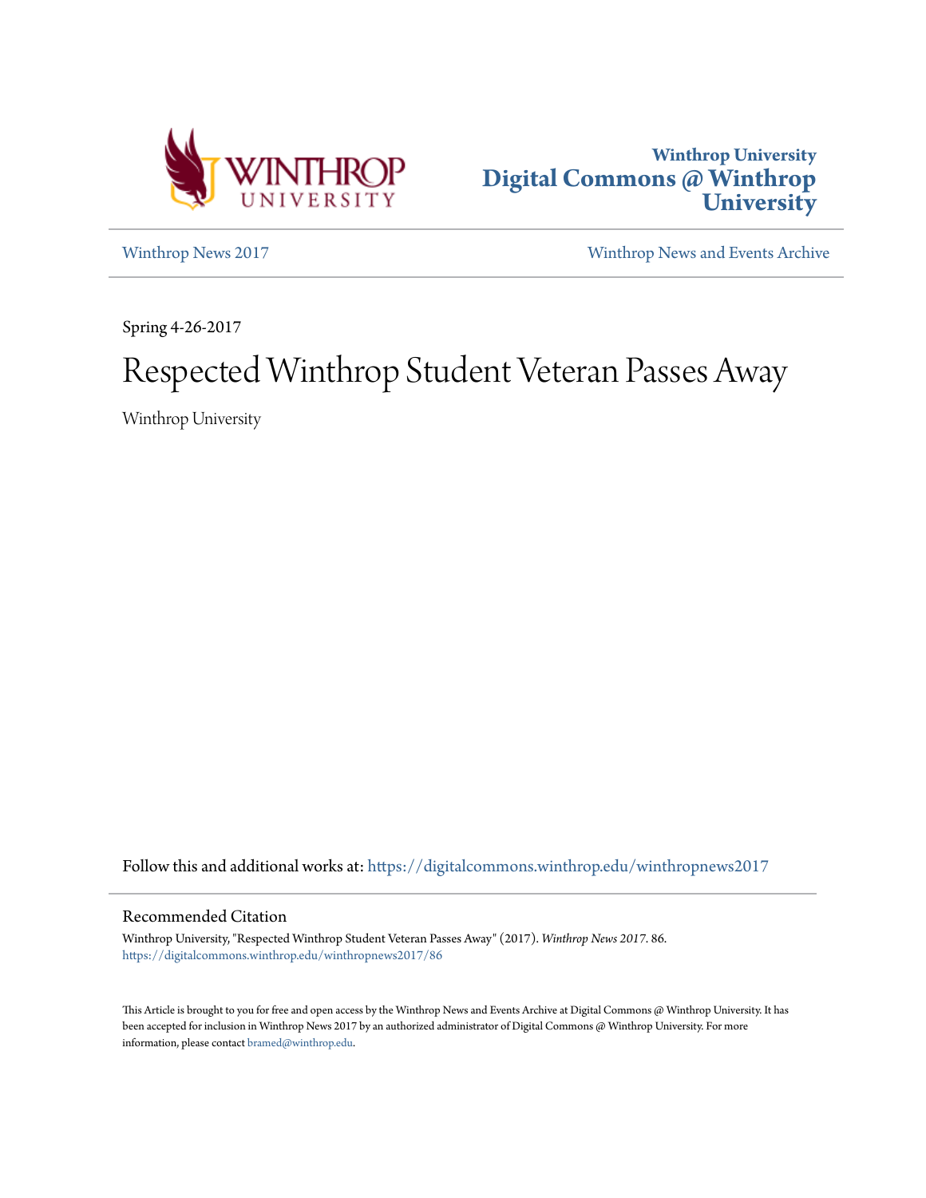Winthrop University
Digital Commons @ Winthrop University

Winthrop News 2017

Winthrop News and Events Archive

Spring 4-26-2017

# Respected Winthrop Student Veteran Passes Away

Winthrop University

Follow this and additional works at: https://digitalcommons.winthrop.edu/winthropnews2017

## Recommended Citation

Winthrop University, "Respected Winthrop Student Veteran Passes Away" (2017). *Winthrop News 2017*. 86.
https://digitalcommons.winthrop.edu/winthropnews2017/86

This Article is brought to you for free and open access by the Winthrop News and Events Archive at Digital Commons @ Winthrop University. It has been accepted for inclusion in Winthrop News 2017 by an authorized administrator of Digital Commons @ Winthrop University. For more information, please contact bramed@winthrop.edu.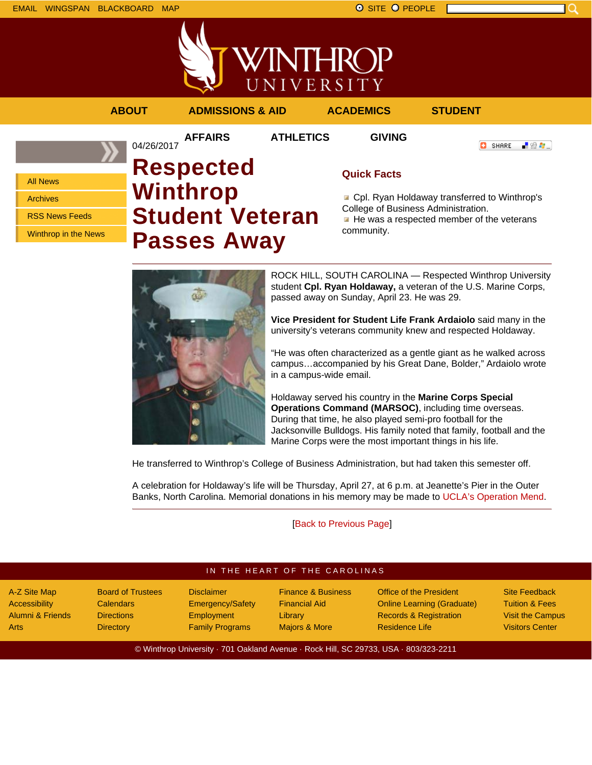EMAIL WINGSPAN BLACKBOARD MAP

SITE PEOPLE

WINTHROP UNIVERSITY

ABOUT ADMISSIONS & AID ACADEMICS STUDENT AFFAIRS ATHLETICS GIVING

- All News
- Archives
- RSS News Feeds
- Winthrop in the News

04/26/2017

# Respected Winthrop Student Veteran Passes Away

## Quick Facts

- Cpl. Ryan Holdaway transferred to Winthrop's College of Business Administration.
- He was a respected member of the veterans community.

ROCK HILL, SOUTH CAROLINA — Respected Winthrop University student **Cpl. Ryan Holdaway,** a veteran of the U.S. Marine Corps, passed away on Sunday, April 23. He was 29.

**Vice President for Student Life Frank Ardaiolo** said many in the university's veterans community knew and respected Holdaway.

"He was often characterized as a gentle giant as he walked across campus…accompanied by his Great Dane, Bolder," Ardaiolo wrote in a campus-wide email.

Holdaway served his country in the **Marine Corps Special Operations Command (MARSOC)**, including time overseas. During that time, he also played semi-pro football for the Jacksonville Bulldogs. His family noted that family, football and the Marine Corps were the most important things in his life.

He transferred to Winthrop's College of Business Administration, but had taken this semester off.

A celebration for Holdaway's life will be Thursday, April 27, at 6 p.m. at Jeanette's Pier in the Outer Banks, North Carolina. Memorial donations in his memory may be made to UCLA's Operation Mend.

[Back to Previous Page]

IN THE HEART OF THE CAROLINAS

| | | | | | |
|---|---|---|---|---|---|
| A-Z Site Map | Board of Trustees | Disclaimer | Finance & Business | Office of the President | Site Feedback |
| Accessibility | Calendars | Emergency/Safety | Financial Aid | Online Learning (Graduate) | Tuition & Fees |
| Alumni & Friends | Directions | Employment | Library | Records & Registration | Visit the Campus |
| Arts | Directory | Family Programs | Majors & More | Residence Life | Visitors Center |

© Winthrop University · 701 Oakland Avenue · Rock Hill, SC 29733, USA · 803/323-2211